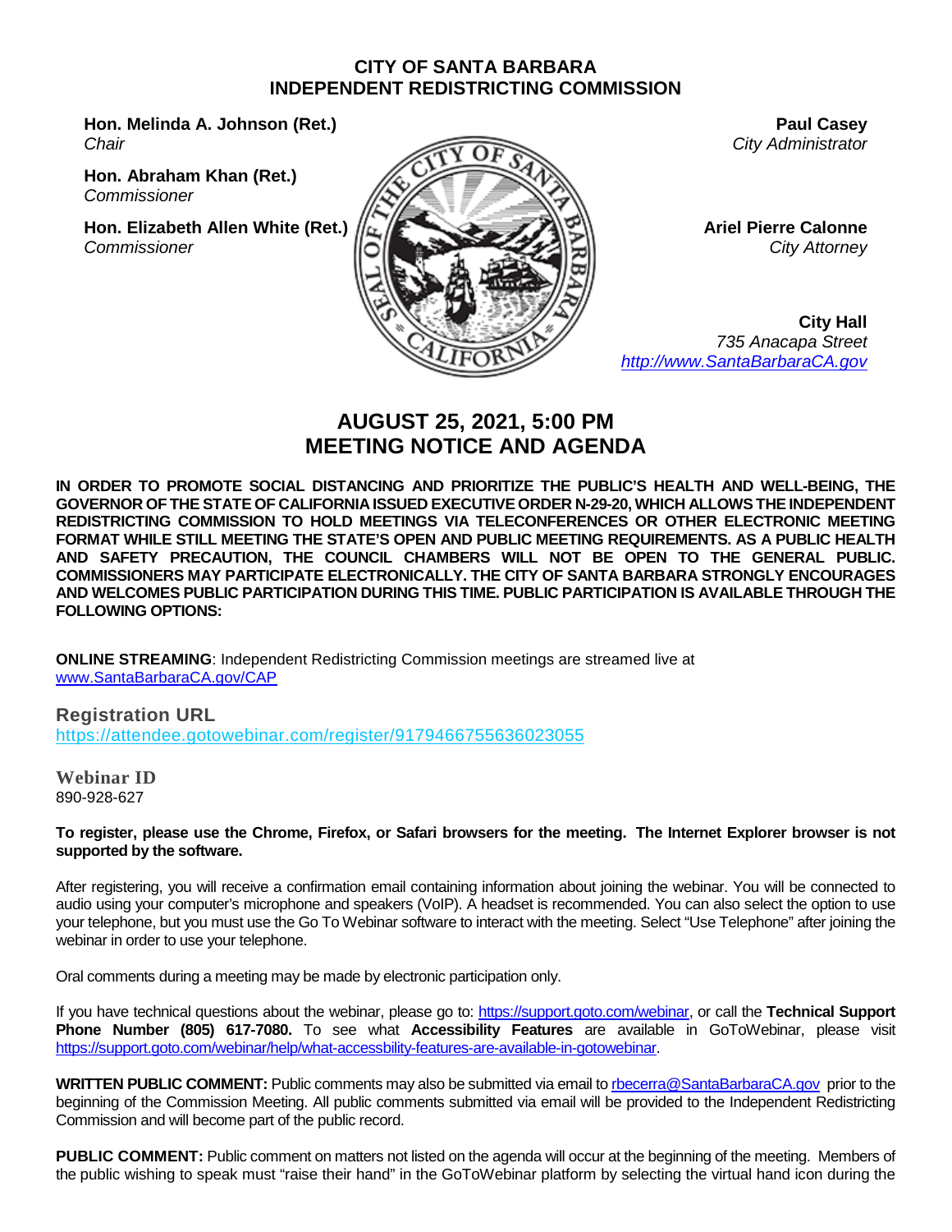# CITY OF SANTA BARBARA
# INDEPENDENT REDISTRICTING COMMISSION

**Hon. Melinda A. Johnson (Ret.)**
*Chair*

**Hon. Abraham Khan (Ret.)**
*Commissioner*

**Hon. Elizabeth Allen White (Ret.)**
*Commissioner*

**Paul Casey**
*City Administrator*

**Ariel Pierre Calonne**
*City Attorney*

**City Hall**
*735 Anacapa Street*
*http://www.SantaBarbaraCA.gov*

## AUGUST 25, 2021, 5:00 PM
## MEETING NOTICE AND AGENDA

**IN ORDER TO PROMOTE SOCIAL DISTANCING AND PRIORITIZE THE PUBLIC'S HEALTH AND WELL-BEING, THE GOVERNOR OF THE STATE OF CALIFORNIA ISSUED EXECUTIVE ORDER N-29-20, WHICH ALLOWS THE INDEPENDENT REDISTRICTING COMMISSION TO HOLD MEETINGS VIA TELECONFERENCES OR OTHER ELECTRONIC MEETING FORMAT WHILE STILL MEETING THE STATE'S OPEN AND PUBLIC MEETING REQUIREMENTS. AS A PUBLIC HEALTH AND SAFETY PRECAUTION, THE COUNCIL CHAMBERS WILL NOT BE OPEN TO THE GENERAL PUBLIC. COMMISSIONERS MAY PARTICIPATE ELECTRONICALLY. THE CITY OF SANTA BARBARA STRONGLY ENCOURAGES AND WELCOMES PUBLIC PARTICIPATION DURING THIS TIME. PUBLIC PARTICIPATION IS AVAILABLE THROUGH THE FOLLOWING OPTIONS:**

**ONLINE STREAMING**: Independent Redistricting Commission meetings are streamed live at www.SantaBarbaraCA.gov/CAP

**Registration URL**
https://attendee.gotowebinar.com/register/9179466755636023055

**Webinar ID**
890-928-627

**To register, please use the Chrome, Firefox, or Safari browsers for the meeting. The Internet Explorer browser is not supported by the software.**

After registering, you will receive a confirmation email containing information about joining the webinar. You will be connected to audio using your computer's microphone and speakers (VoIP). A headset is recommended. You can also select the option to use your telephone, but you must use the Go To Webinar software to interact with the meeting. Select "Use Telephone" after joining the webinar in order to use your telephone.

Oral comments during a meeting may be made by electronic participation only.

If you have technical questions about the webinar, please go to: https://support.goto.com/webinar, or call the **Technical Support Phone Number (805) 617-7080.** To see what **Accessibility Features** are available in GoToWebinar, please visit https://support.goto.com/webinar/help/what-accessbility-features-are-available-in-gotowebinar.

**WRITTEN PUBLIC COMMENT:** Public comments may also be submitted via email to rbecerra@SantaBarbaraCA.gov prior to the beginning of the Commission Meeting. All public comments submitted via email will be provided to the Independent Redistricting Commission and will become part of the public record.

**PUBLIC COMMENT:** Public comment on matters not listed on the agenda will occur at the beginning of the meeting. Members of the public wishing to speak must "raise their hand" in the GoToWebinar platform by selecting the virtual hand icon during the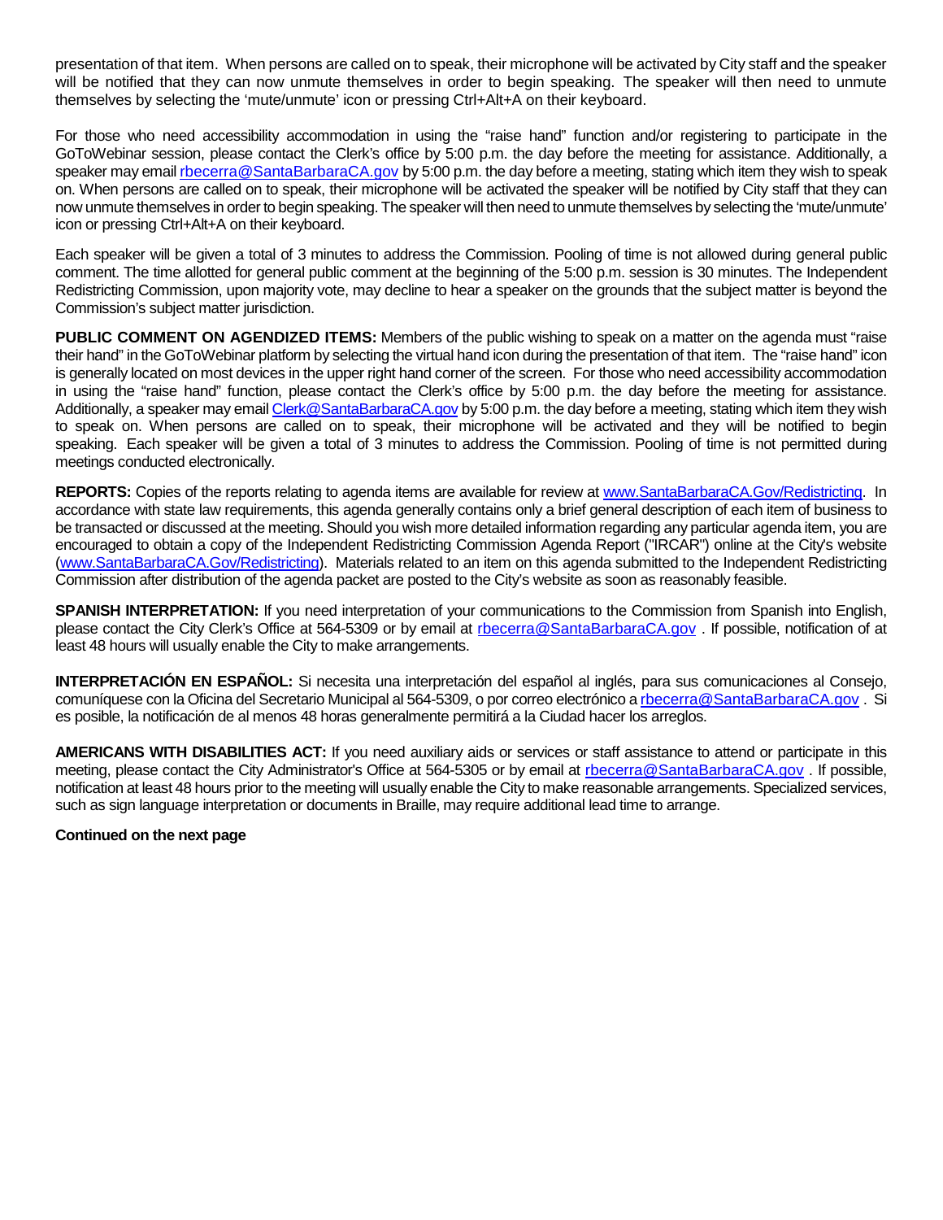presentation of that item. When persons are called on to speak, their microphone will be activated by City staff and the speaker will be notified that they can now unmute themselves in order to begin speaking. The speaker will then need to unmute themselves by selecting the 'mute/unmute' icon or pressing Ctrl+Alt+A on their keyboard.

For those who need accessibility accommodation in using the "raise hand" function and/or registering to participate in the GoToWebinar session, please contact the Clerk's office by 5:00 p.m. the day before the meeting for assistance. Additionally, a speaker may email rbecerra@SantaBarbaraCA.gov by 5:00 p.m. the day before a meeting, stating which item they wish to speak on. When persons are called on to speak, their microphone will be activated the speaker will be notified by City staff that they can now unmute themselves in order to begin speaking. The speaker will then need to unmute themselves by selecting the 'mute/unmute' icon or pressing Ctrl+Alt+A on their keyboard.

Each speaker will be given a total of 3 minutes to address the Commission. Pooling of time is not allowed during general public comment. The time allotted for general public comment at the beginning of the 5:00 p.m. session is 30 minutes. The Independent Redistricting Commission, upon majority vote, may decline to hear a speaker on the grounds that the subject matter is beyond the Commission's subject matter jurisdiction.

**PUBLIC COMMENT ON AGENDIZED ITEMS:** Members of the public wishing to speak on a matter on the agenda must "raise their hand" in the GoToWebinar platform by selecting the virtual hand icon during the presentation of that item. The "raise hand" icon is generally located on most devices in the upper right hand corner of the screen. For those who need accessibility accommodation in using the "raise hand" function, please contact the Clerk's office by 5:00 p.m. the day before the meeting for assistance. Additionally, a speaker may email Clerk@SantaBarbaraCA.gov by 5:00 p.m. the day before a meeting, stating which item they wish to speak on. When persons are called on to speak, their microphone will be activated and they will be notified to begin speaking. Each speaker will be given a total of 3 minutes to address the Commission. Pooling of time is not permitted during meetings conducted electronically.

**REPORTS:** Copies of the reports relating to agenda items are available for review at www.SantaBarbaraCA.Gov/Redistricting. In accordance with state law requirements, this agenda generally contains only a brief general description of each item of business to be transacted or discussed at the meeting. Should you wish more detailed information regarding any particular agenda item, you are encouraged to obtain a copy of the Independent Redistricting Commission Agenda Report ("IRCAR") online at the City's website (www.SantaBarbaraCA.Gov/Redistricting). Materials related to an item on this agenda submitted to the Independent Redistricting Commission after distribution of the agenda packet are posted to the City's website as soon as reasonably feasible.

**SPANISH INTERPRETATION:** If you need interpretation of your communications to the Commission from Spanish into English, please contact the City Clerk's Office at 564-5309 or by email at rbecerra@SantaBarbaraCA.gov . If possible, notification of at least 48 hours will usually enable the City to make arrangements.

**INTERPRETACIÓN EN ESPAÑOL:** Si necesita una interpretación del español al inglés, para sus comunicaciones al Consejo, comuníquese con la Oficina del Secretario Municipal al 564-5309, o por correo electrónico a rbecerra@SantaBarbaraCA.gov . Si es posible, la notificación de al menos 48 horas generalmente permitirá a la Ciudad hacer los arreglos.

**AMERICANS WITH DISABILITIES ACT:** If you need auxiliary aids or services or staff assistance to attend or participate in this meeting, please contact the City Administrator's Office at 564-5305 or by email at rbecerra@SantaBarbaraCA.gov . If possible, notification at least 48 hours prior to the meeting will usually enable the City to make reasonable arrangements. Specialized services, such as sign language interpretation or documents in Braille, may require additional lead time to arrange.

**Continued on the next page**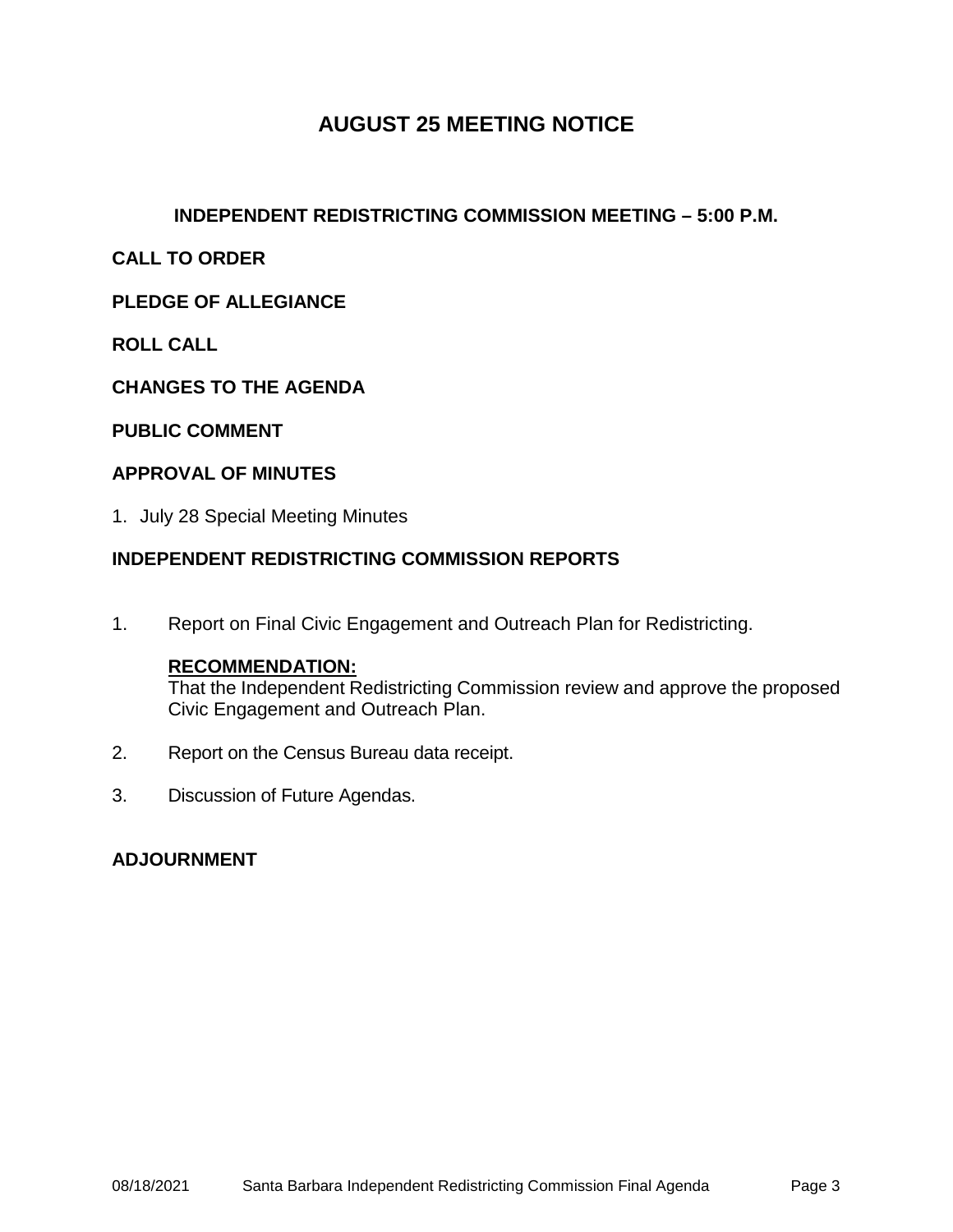# AUGUST 25 MEETING NOTICE

## INDEPENDENT REDISTRICTING COMMISSION MEETING – 5:00 P.M.

**CALL TO ORDER**

**PLEDGE OF ALLEGIANCE**

**ROLL CALL**

**CHANGES TO THE AGENDA**

**PUBLIC COMMENT**

**APPROVAL OF MINUTES**

1. July 28 Special Meeting Minutes

**INDEPENDENT REDISTRICTING COMMISSION REPORTS**

1. Report on Final Civic Engagement and Outreach Plan for Redistricting.

   **RECOMMENDATION:**
   That the Independent Redistricting Commission review and approve the proposed Civic Engagement and Outreach Plan.

2. Report on the Census Bureau data receipt.

3. Discussion of Future Agendas.

**ADJOURNMENT**